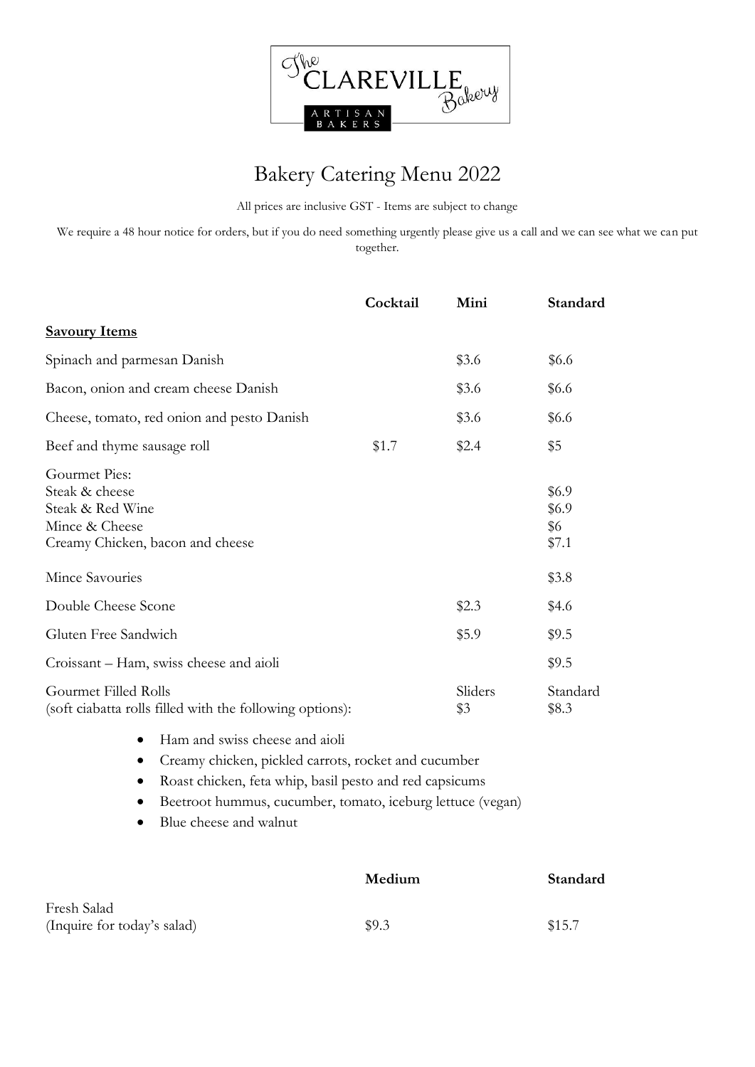The Clareville Bakery
ARTISAN BAKERS

# Bakery Catering Menu 2022

All prices are inclusive GST - Items are subject to change

We require a 48 hour notice for orders, but if you do need something urgently please give us a call and we can see what we can put together.

| | **Cocktail** | **Mini** | **Standard** |
|---|---|---|---|
| **Savoury Items** | | | |
| Spinach and parmesan Danish | | $3.6 | $6.6 |
| Bacon, onion and cream cheese Danish | | $3.6 | $6.6 |
| Cheese, tomato, red onion and pesto Danish | | $3.6 | $6.6 |
| Beef and thyme sausage roll | $1.7 | $2.4 | $5 |
| Gourmet Pies: | | | |
| Steak & cheese | | | $6.9 |
| Steak & Red Wine | | | $6.9 |
| Mince & Cheese | | | $6 |
| Creamy Chicken, bacon and cheese | | | $7.1 |
| Mince Savouries | | | $3.8 |
| Double Cheese Scone | | $2.3 | $4.6 |
| Gluten Free Sandwich | | $5.9 | $9.5 |
| Croissant – Ham, swiss cheese and aioli | | | $9.5 |
| Gourmet Filled Rolls (soft ciabatta rolls filled with the following options): | | Sliders $3 | Standard $8.3 |

- Ham and swiss cheese and aioli
- Creamy chicken, pickled carrots, rocket and cucumber
- Roast chicken, feta whip, basil pesto and red capsicums
- Beetroot hummus, cucumber, tomato, iceburg lettuce (vegan)
- Blue cheese and walnut

| | **Medium** | **Standard** |
|---|---|---|
| Fresh Salad (Inquire for today's salad) | $9.3 | $15.7 |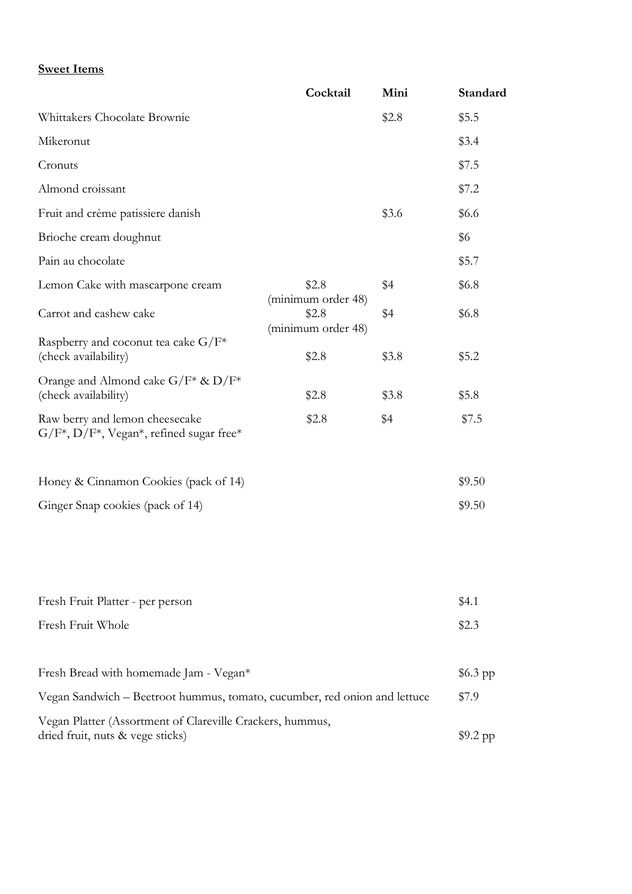**Sweet Items**

| | Cocktail | Mini | Standard |
|---|---|---|---|
| Whittakers Chocolate Brownie | | $2.8 | $5.5 |
| Mikeronut | | | $3.4 |
| Cronuts | | | $7.5 |
| Almond croissant | | | $7.2 |
| Fruit and crème patissiere danish | | $3.6 | $6.6 |
| Brioche cream doughnut | | | $6 |
| Pain au chocolate | | | $5.7 |
| Lemon Cake with mascarpone cream | $2.8 (minimum order 48) | $4 | $6.8 |
| Carrot and cashew cake | $2.8 (minimum order 48) | $4 | $6.8 |
| Raspberry and coconut tea cake G/F* (check availability) | $2.8 | $3.8 | $5.2 |
| Orange and Almond cake G/F* & D/F* (check availability) | $2.8 | $3.8 | $5.8 |
| Raw berry and lemon cheesecake G/F*, D/F*, Vegan*, refined sugar free* | $2.8 | $4 | $7.5 |
| Honey & Cinnamon Cookies (pack of 14) | | | $9.50 |
| Ginger Snap cookies (pack of 14) | | | $9.50 |

| | |
|---|---|
| Fresh Fruit Platter - per person | $4.1 |
| Fresh Fruit Whole | $2.3 |
| Fresh Bread with homemade Jam - Vegan* | $6.3 pp |
| Vegan Sandwich – Beetroot hummus, tomato, cucumber, red onion and lettuce | $7.9 |
| Vegan Platter (Assortment of Clareville Crackers, hummus, dried fruit, nuts & vege sticks) | $9.2 pp |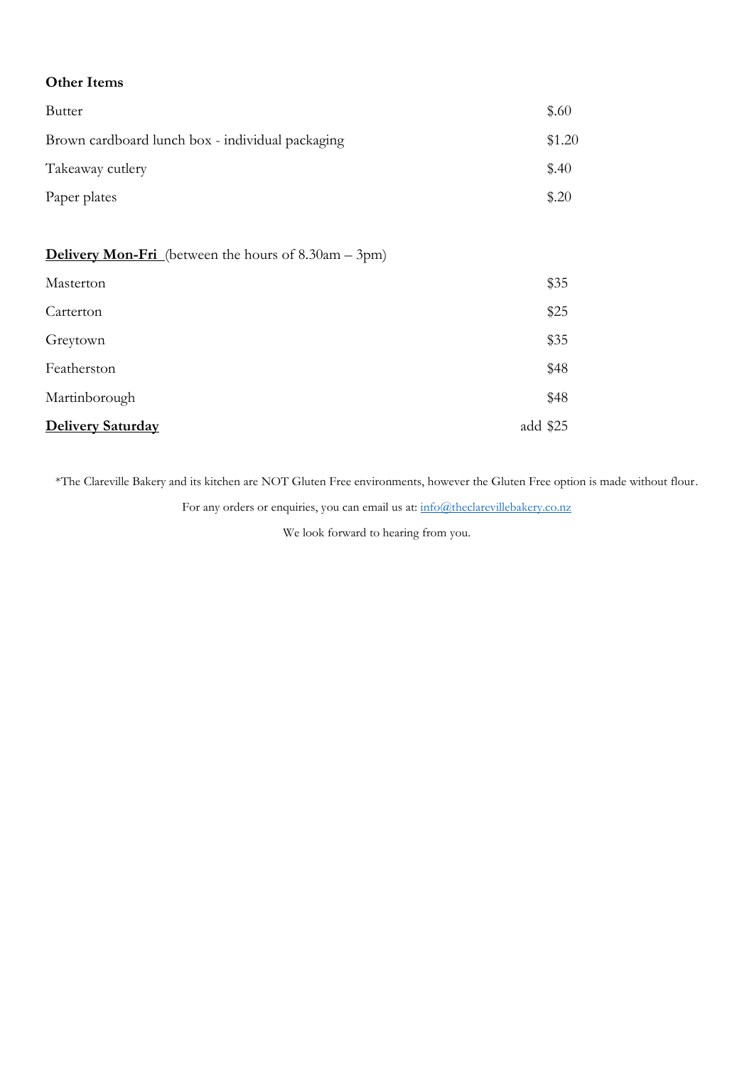**Other Items**

| | |
|---|---|
| Butter | $.60 |
| Brown cardboard lunch box - individual packaging | $1.20 |
| Takeaway cutlery | $.40 |
| Paper plates | $.20 |

**Delivery Mon-Fri** (between the hours of 8.30am – 3pm)

| | |
|---|---|
| Masterton | $35 |
| Carterton | $25 |
| Greytown | $35 |
| Featherston | $48 |
| Martinborough | $48 |
| **Delivery Saturday** | add $25 |

*The Clareville Bakery and its kitchen are NOT Gluten Free environments, however the Gluten Free option is made without flour.

For any orders or enquiries, you can email us at: info@theclarevillebakery.co.nz

We look forward to hearing from you.